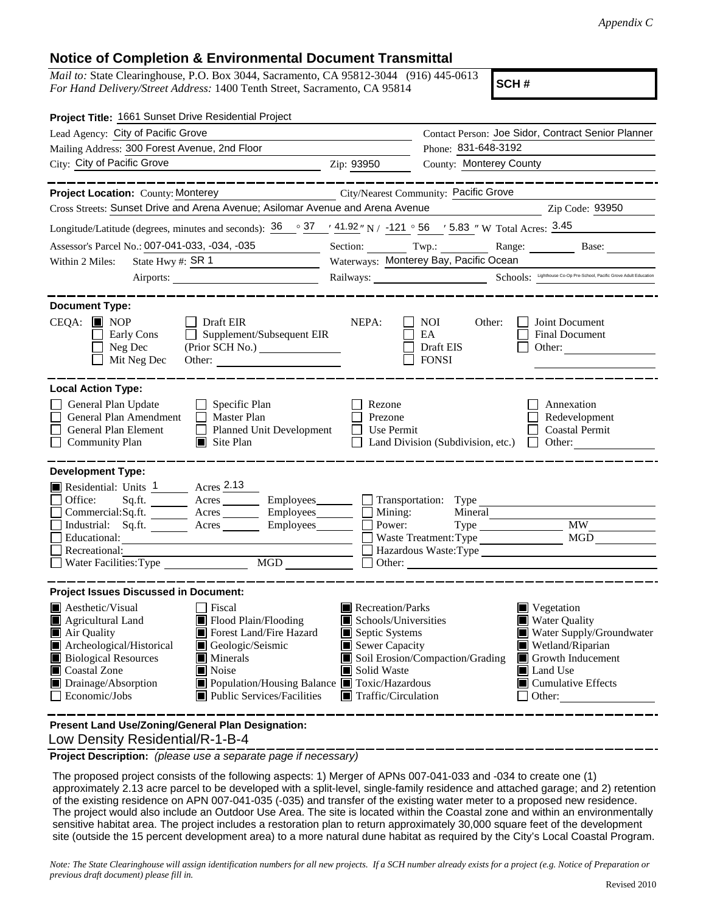*Appendix C*

## Notice of Completion & Environmental Document Transmittal

*Mail to:* State Clearinghouse, P.O. Box 3044, Sacramento, CA 95812-3044 (916) 445-0613
*For Hand Delivery/Street Address:* 1400 Tenth Street, Sacramento, CA 95814

**SCH #**

**Project Title:** 1661 Sunset Drive Residential Project

Lead Agency: City of Pacific Grove
Contact Person: Joe Sidor, Contract Senior Planner
Mailing Address: 300 Forest Avenue, 2nd Floor
Phone: 831-648-3192
City: City of Pacific Grove
Zip: 93950
County: Monterey County

---

**Project Location:** County: Monterey
City/Nearest Community: Pacific Grove
Cross Streets: Sunset Drive and Arena Avenue; Asilomar Avenue and Arena Avenue
Zip Code: 93950
Longitude/Latitude (degrees, minutes and seconds): 36 ° 37 ′ 41.92 ″ N / -121 ° 56 ′ 5.83 ″ W Total Acres: 3.45
Assessor's Parcel No.: 007-041-033, -034, -035
Section: Twp.: Range: Base:
Within 2 Miles: State Hwy #: SR 1
Waterways: Monterey Bay, Pacific Ocean
Airports:
Railways:
Schools: Lighthouse Co-Op Pre-School, Pacific Grove Adult Education

---

**Document Type:**

CEQA: ■ NOP ☐ Early Cons ☐ Neg Dec ☐ Mit Neg Dec ☐ Draft EIR ☐ Supplement/Subsequent EIR (Prior SCH No.) Other:
NEPA: ☐ NOI ☐ EA ☐ Draft EIS ☐ FONSI
Other: ☐ Joint Document ☐ Final Document ☐ Other:

---

**Local Action Type:**

☐ General Plan Update
☐ General Plan Amendment
☐ General Plan Element
☐ Community Plan
☐ Specific Plan
☐ Master Plan
☐ Planned Unit Development
■ Site Plan
☐ Rezone
☐ Prezone
☐ Use Permit
☐ Land Division (Subdivision, etc.)
☐ Annexation
☐ Redevelopment
☐ Coastal Permit
☐ Other:

---

**Development Type:**

■ Residential: Units 1 Acres 2.13
☐ Office: Sq.ft. Acres Employees
☐ Commercial: Sq.ft. Acres Employees
☐ Industrial: Sq.ft. Acres Employees
☐ Educational:
☐ Recreational:
☐ Water Facilities: Type MGD
☐ Transportation: Type
☐ Mining: Mineral
☐ Power: Type MW
☐ Waste Treatment: Type MGD
☐ Hazardous Waste: Type
☐ Other:

---

**Project Issues Discussed in Document:**

■ Aesthetic/Visual
■ Agricultural Land
■ Air Quality
■ Archeological/Historical
■ Biological Resources
■ Coastal Zone
■ Drainage/Absorption
☐ Economic/Jobs
☐ Fiscal
■ Flood Plain/Flooding
■ Forest Land/Fire Hazard
■ Geologic/Seismic
■ Minerals
■ Noise
■ Population/Housing Balance
■ Public Services/Facilities
■ Recreation/Parks
■ Schools/Universities
■ Septic Systems
■ Sewer Capacity
■ Soil Erosion/Compaction/Grading
■ Solid Waste
■ Toxic/Hazardous
■ Traffic/Circulation
■ Vegetation
■ Water Quality
■ Water Supply/Groundwater
■ Wetland/Riparian
■ Growth Inducement
■ Land Use
■ Cumulative Effects
☐ Other:

---

**Present Land Use/Zoning/General Plan Designation:**

Low Density Residential/R-1-B-4

**Project Description:** *(please use a separate page if necessary)*

The proposed project consists of the following aspects: 1) Merger of APNs 007-041-033 and -034 to create one (1) approximately 2.13 acre parcel to be developed with a split-level, single-family residence and attached garage; and 2) retention of the existing residence on APN 007-041-035 (-035) and transfer of the existing water meter to a proposed new residence. The project would also include an Outdoor Use Area. The site is located within the Coastal zone and within an environmentally sensitive habitat area. The project includes a restoration plan to return approximately 30,000 square feet of the development site (outside the 15 percent development area) to a more natural dune habitat as required by the City's Local Coastal Program.

*Note: The State Clearinghouse will assign identification numbers for all new projects. If a SCH number already exists for a project (e.g. Notice of Preparation or previous draft document) please fill in.*

Revised 2010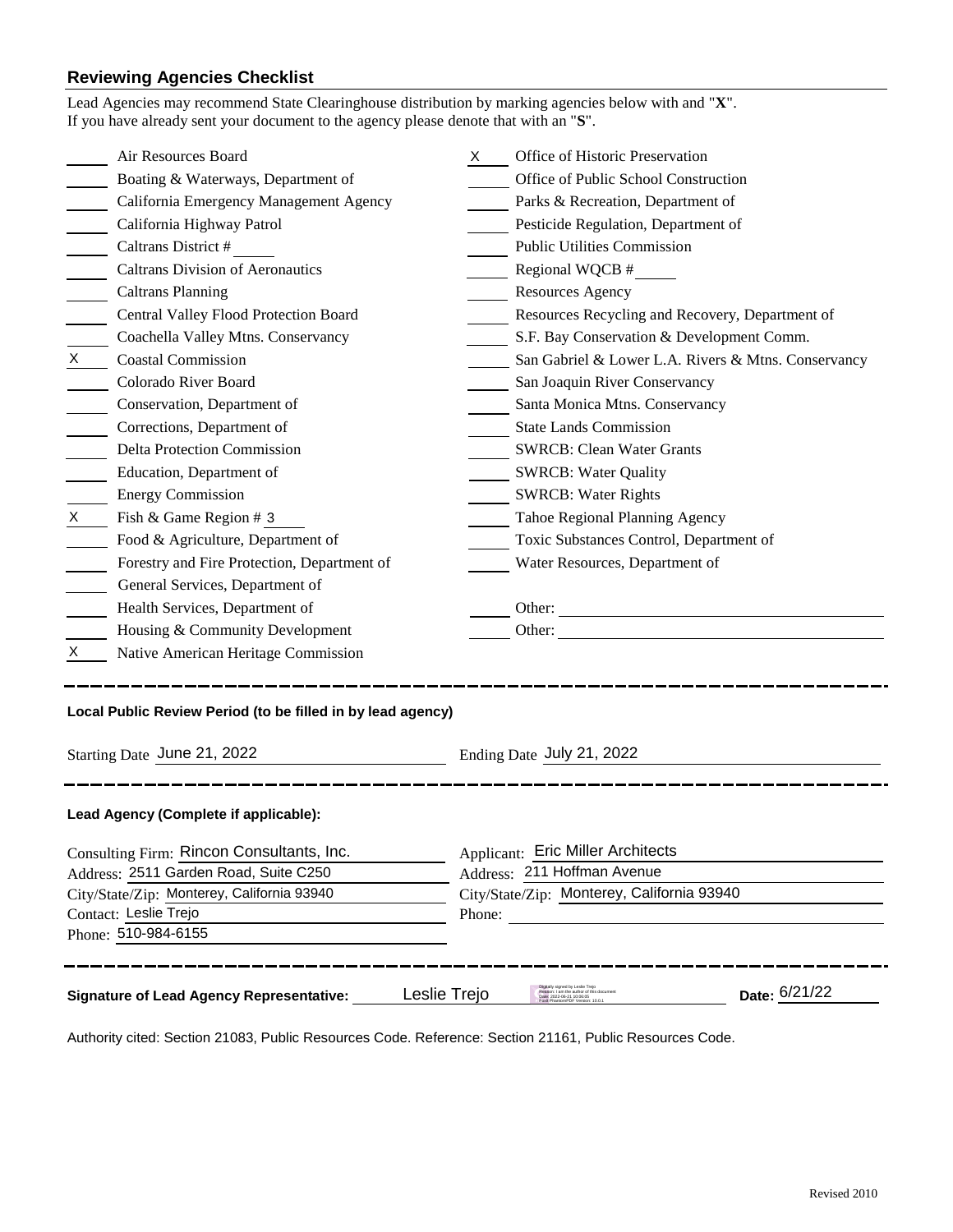## Reviewing Agencies Checklist

Lead Agencies may recommend State Clearinghouse distribution by marking agencies below with and "**X**".
If you have already sent your document to the agency please denote that with an "**S**".

| | | | |
|---|---|---|---|
| | Air Resources Board | X | Office of Historic Preservation |
| | Boating & Waterways, Department of | | Office of Public School Construction |
| | California Emergency Management Agency | | Parks & Recreation, Department of |
| | California Highway Patrol | | Pesticide Regulation, Department of |
| | Caltrans District # | | Public Utilities Commission |
| | Caltrans Division of Aeronautics | | Regional WQCB # |
| | Caltrans Planning | | Resources Agency |
| | Central Valley Flood Protection Board | | Resources Recycling and Recovery, Department of |
| | Coachella Valley Mtns. Conservancy | | S.F. Bay Conservation & Development Comm. |
| X | Coastal Commission | | San Gabriel & Lower L.A. Rivers & Mtns. Conservancy |
| | Colorado River Board | | San Joaquin River Conservancy |
| | Conservation, Department of | | Santa Monica Mtns. Conservancy |
| | Corrections, Department of | | State Lands Commission |
| | Delta Protection Commission | | SWRCB: Clean Water Grants |
| | Education, Department of | | SWRCB: Water Quality |
| | Energy Commission | | SWRCB: Water Rights |
| X | Fish & Game Region # 3 | | Tahoe Regional Planning Agency |
| | Food & Agriculture, Department of | | Toxic Substances Control, Department of |
| | Forestry and Fire Protection, Department of | | Water Resources, Department of |
| | General Services, Department of | | |
| | Health Services, Department of | | Other: |
| | Housing & Community Development | | Other: |
| X | Native American Heritage Commission | | |

---

**Local Public Review Period (to be filled in by lead agency)**

Starting Date June 21, 2022

Ending Date July 21, 2022

---

**Lead Agency (Complete if applicable):**

Consulting Firm: Rincon Consultants, Inc.
Address: 2511 Garden Road, Suite C250
City/State/Zip: Monterey, California 93940
Contact: Leslie Trejo
Phone: 510-984-6155

Applicant: Eric Miller Architects
Address: 211 Hoffman Avenue
City/State/Zip: Monterey, California 93940
Phone:

---

**Signature of Lead Agency Representative:** Leslie Trejo **Date:** 6/21/22

Authority cited: Section 21083, Public Resources Code. Reference: Section 21161, Public Resources Code.

Revised 2010